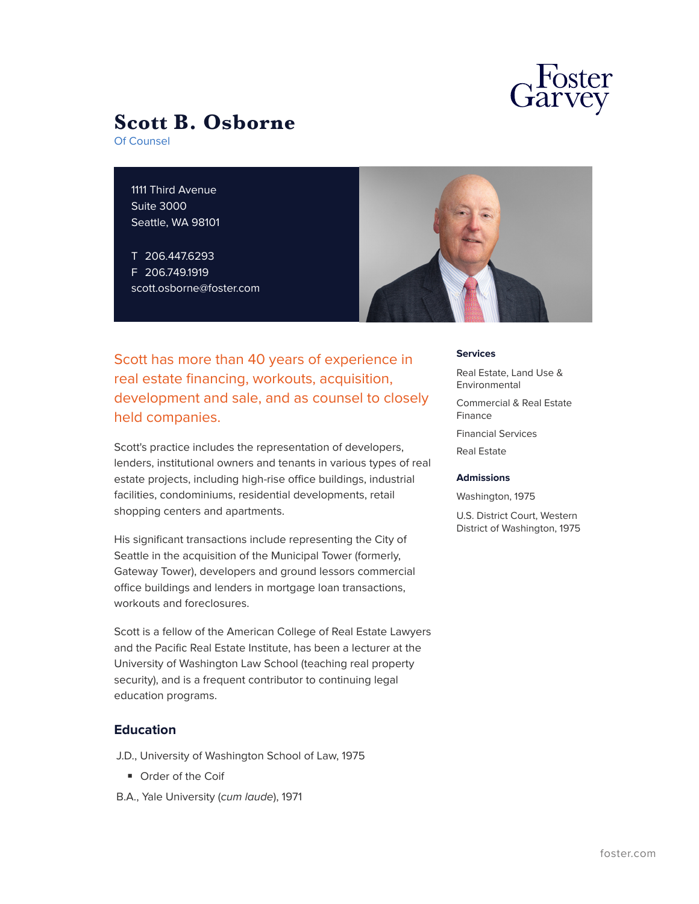# Scott B. Osborne

Of Counsel

1111 Third Avenue
Suite 3000
Seattle, WA 98101

T 206.447.6293
F 206.749.1919
scott.osborne@foster.com

Scott has more than 40 years of experience in real estate financing, workouts, acquisition, development and sale, and as counsel to closely held companies.

Scott's practice includes the representation of developers, lenders, institutional owners and tenants in various types of real estate projects, including high-rise office buildings, industrial facilities, condominiums, residential developments, retail shopping centers and apartments.

His significant transactions include representing the City of Seattle in the acquisition of the Municipal Tower (formerly, Gateway Tower), developers and ground lessors commercial office buildings and lenders in mortgage loan transactions, workouts and foreclosures.

Scott is a fellow of the American College of Real Estate Lawyers and the Pacific Real Estate Institute, has been a lecturer at the University of Washington Law School (teaching real property security), and is a frequent contributor to continuing legal education programs.

## Education

J.D., University of Washington School of Law, 1975

- Order of the Coif

B.A., Yale University (*cum laude*), 1971

### Services

Real Estate, Land Use & Environmental

Commercial & Real Estate Finance

Financial Services

Real Estate

### Admissions

Washington, 1975

U.S. District Court, Western District of Washington, 1975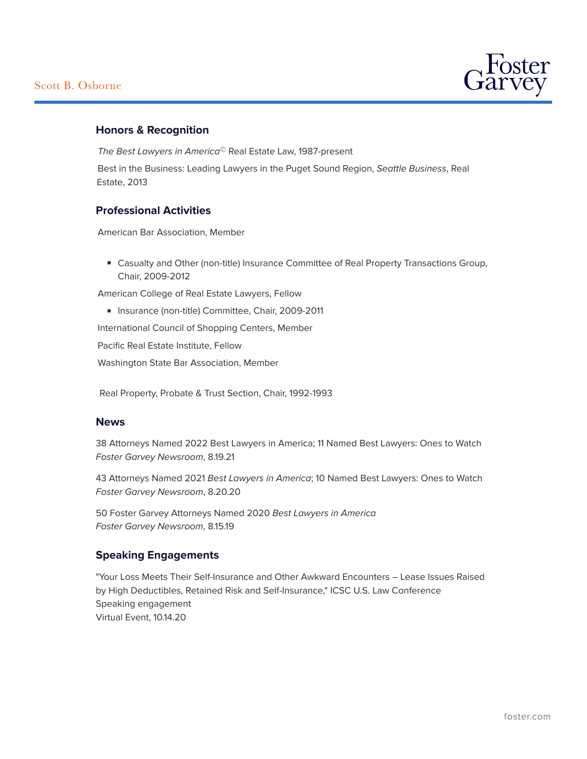## Honors & Recognition

*The Best Lawyers in America*© Real Estate Law, 1987-present

Best in the Business: Leading Lawyers in the Puget Sound Region, *Seattle Business*, Real Estate, 2013

## Professional Activities

American Bar Association, Member

- Casualty and Other (non-title) Insurance Committee of Real Property Transactions Group, Chair, 2009-2012

American College of Real Estate Lawyers, Fellow

- Insurance (non-title) Committee, Chair, 2009-2011

International Council of Shopping Centers, Member

Pacific Real Estate Institute, Fellow

Washington State Bar Association, Member

Real Property, Probate & Trust Section, Chair, 1992-1993

## News

38 Attorneys Named 2022 Best Lawyers in America; 11 Named Best Lawyers: Ones to Watch
*Foster Garvey Newsroom*, 8.19.21

43 Attorneys Named 2021 *Best Lawyers in America*; 10 Named Best Lawyers: Ones to Watch
*Foster Garvey Newsroom*, 8.20.20

50 Foster Garvey Attorneys Named 2020 *Best Lawyers in America*
*Foster Garvey Newsroom*, 8.15.19

## Speaking Engagements

"Your Loss Meets Their Self-Insurance and Other Awkward Encounters – Lease Issues Raised by High Deductibles, Retained Risk and Self-Insurance," ICSC U.S. Law Conference
Speaking engagement
Virtual Event, 10.14.20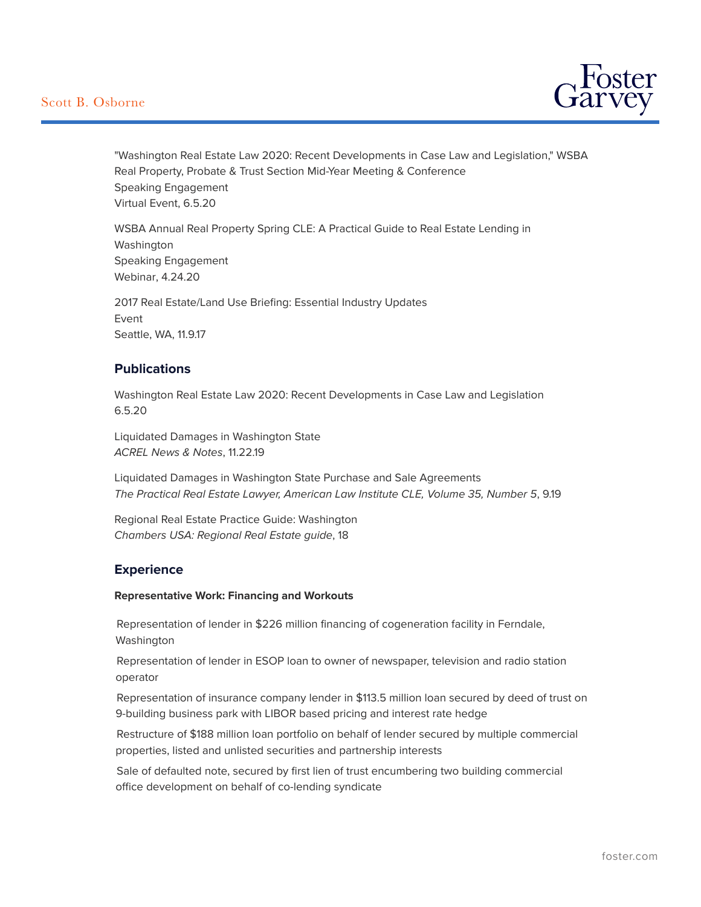"Washington Real Estate Law 2020: Recent Developments in Case Law and Legislation," WSBA Real Property, Probate & Trust Section Mid-Year Meeting & Conference
Speaking Engagement
Virtual Event, 6.5.20

WSBA Annual Real Property Spring CLE: A Practical Guide to Real Estate Lending in Washington
Speaking Engagement
Webinar, 4.24.20

2017 Real Estate/Land Use Briefing: Essential Industry Updates
Event
Seattle, WA, 11.9.17

## Publications

Washington Real Estate Law 2020: Recent Developments in Case Law and Legislation
6.5.20

Liquidated Damages in Washington State
*ACREL News & Notes*, 11.22.19

Liquidated Damages in Washington State Purchase and Sale Agreements
*The Practical Real Estate Lawyer, American Law Institute CLE, Volume 35, Number 5*, 9.19

Regional Real Estate Practice Guide: Washington
*Chambers USA: Regional Real Estate guide*, 18

## Experience

#### Representative Work: Financing and Workouts

- Representation of lender in $226 million financing of cogeneration facility in Ferndale, Washington
- Representation of lender in ESOP loan to owner of newspaper, television and radio station operator
- Representation of insurance company lender in $113.5 million loan secured by deed of trust on 9-building business park with LIBOR based pricing and interest rate hedge
- Restructure of $188 million loan portfolio on behalf of lender secured by multiple commercial properties, listed and unlisted securities and partnership interests
- Sale of defaulted note, secured by first lien of trust encumbering two building commercial office development on behalf of co-lending syndicate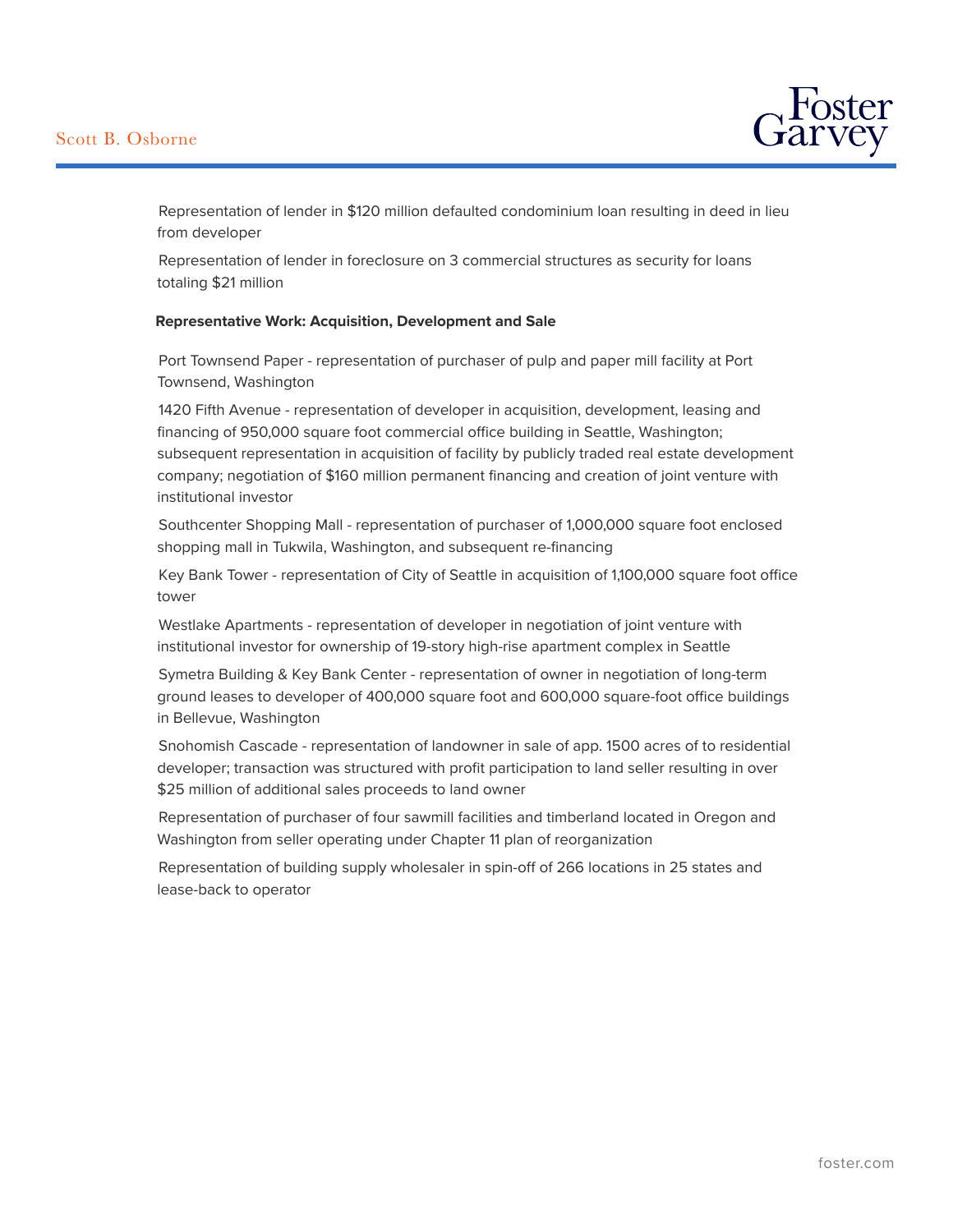- Representation of lender in $120 million defaulted condominium loan resulting in deed in lieu from developer
- Representation of lender in foreclosure on 3 commercial structures as security for loans totaling $21 million

**Representative Work: Acquisition, Development and Sale**

- Port Townsend Paper - representation of purchaser of pulp and paper mill facility at Port Townsend, Washington
- 1420 Fifth Avenue - representation of developer in acquisition, development, leasing and financing of 950,000 square foot commercial office building in Seattle, Washington; subsequent representation in acquisition of facility by publicly traded real estate development company; negotiation of $160 million permanent financing and creation of joint venture with institutional investor
- Southcenter Shopping Mall - representation of purchaser of 1,000,000 square foot enclosed shopping mall in Tukwila, Washington, and subsequent re-financing
- Key Bank Tower - representation of City of Seattle in acquisition of 1,100,000 square foot office tower
- Westlake Apartments - representation of developer in negotiation of joint venture with institutional investor for ownership of 19-story high-rise apartment complex in Seattle
- Symetra Building & Key Bank Center - representation of owner in negotiation of long-term ground leases to developer of 400,000 square foot and 600,000 square-foot office buildings in Bellevue, Washington
- Snohomish Cascade - representation of landowner in sale of app. 1500 acres of to residential developer; transaction was structured with profit participation to land seller resulting in over $25 million of additional sales proceeds to land owner
- Representation of purchaser of four sawmill facilities and timberland located in Oregon and Washington from seller operating under Chapter 11 plan of reorganization
- Representation of building supply wholesaler in spin-off of 266 locations in 25 states and lease-back to operator